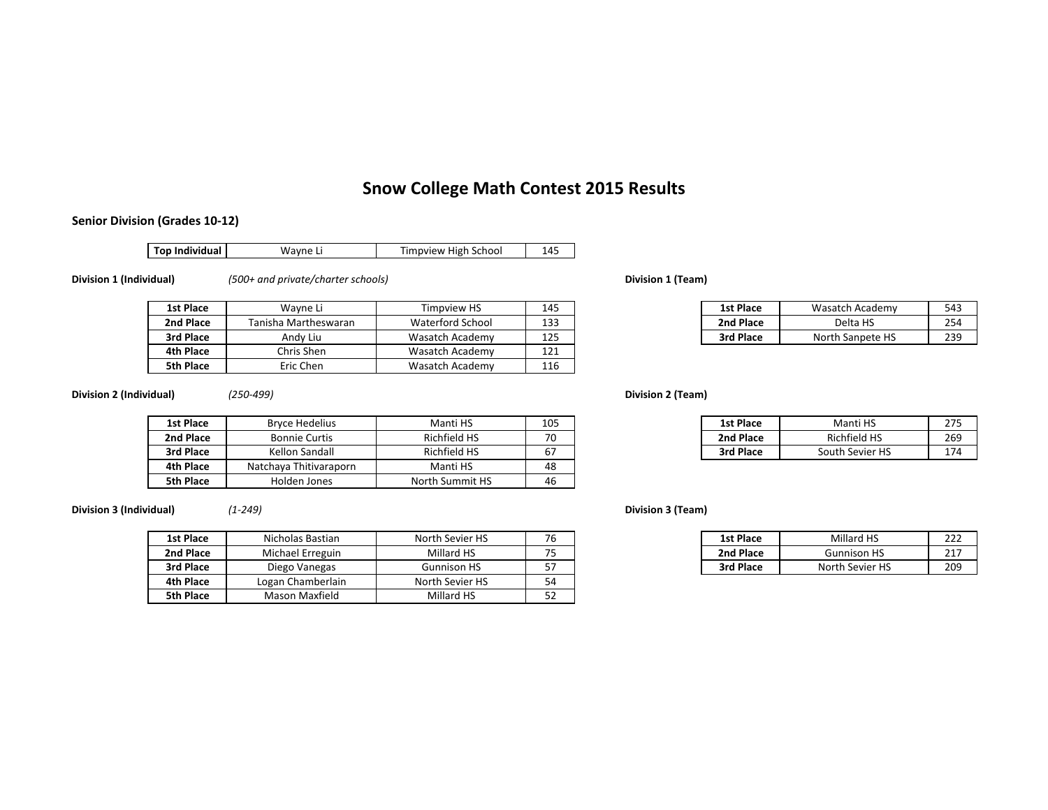# Snow College Math Contest 2015 Results

## Senior Division (Grades 10-12)

| **Top Individual** | Wayne Li | Timpview High School | 145 |
|---|---|---|---|

**Division 1 (Individual)** *(500+ and private/charter schools)*

| | | | |
|---|---|---|---|
| **1st Place** | Wayne Li | Timpview HS | 145 |
| **2nd Place** | Tanisha Martheswaran | Waterford School | 133 |
| **3rd Place** | Andy Liu | Wasatch Academy | 125 |
| **4th Place** | Chris Shen | Wasatch Academy | 121 |
| **5th Place** | Eric Chen | Wasatch Academy | 116 |

**Division 1 (Team)**

| | | |
|---|---|---|
| **1st Place** | Wasatch Academy | 543 |
| **2nd Place** | Delta HS | 254 |
| **3rd Place** | North Sanpete HS | 239 |

**Division 2 (Individual)** *(250-499)*

| | | | |
|---|---|---|---|
| **1st Place** | Bryce Hedelius | Manti HS | 105 |
| **2nd Place** | Bonnie Curtis | Richfield HS | 70 |
| **3rd Place** | Kellon Sandall | Richfield HS | 67 |
| **4th Place** | Natchaya Thitivaraporn | Manti HS | 48 |
| **5th Place** | Holden Jones | North Summit HS | 46 |

**Division 2 (Team)**

| | | |
|---|---|---|
| **1st Place** | Manti HS | 275 |
| **2nd Place** | Richfield HS | 269 |
| **3rd Place** | South Sevier HS | 174 |

**Division 3 (Individual)** *(1-249)*

| | | | |
|---|---|---|---|
| **1st Place** | Nicholas Bastian | North Sevier HS | 76 |
| **2nd Place** | Michael Erreguin | Millard HS | 75 |
| **3rd Place** | Diego Vanegas | Gunnison HS | 57 |
| **4th Place** | Logan Chamberlain | North Sevier HS | 54 |
| **5th Place** | Mason Maxfield | Millard HS | 52 |

**Division 3 (Team)**

| | | |
|---|---|---|
| **1st Place** | Millard HS | 222 |
| **2nd Place** | Gunnison HS | 217 |
| **3rd Place** | North Sevier HS | 209 |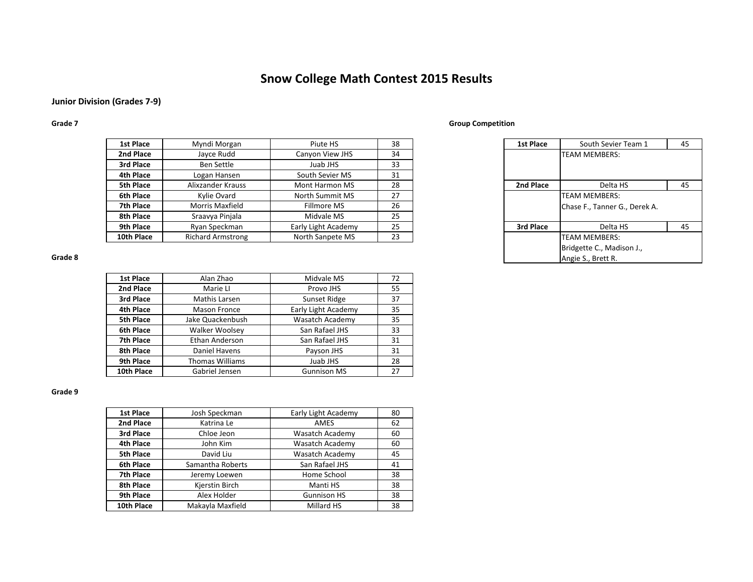# Snow College Math Contest 2015 Results

## Junior Division (Grades 7-9)

### Grade 7

| | | | |
|---|---|---|---|
| **1st Place** | Myndi Morgan | Piute HS | 38 |
| **2nd Place** | Jayce Rudd | Canyon View JHS | 34 |
| **3rd Place** | Ben Settle | Juab JHS | 33 |
| **4th Place** | Logan Hansen | South Sevier MS | 31 |
| **5th Place** | Alixzander Krauss | Mont Harmon MS | 28 |
| **6th Place** | Kylie Ovard | North Summit MS | 27 |
| **7th Place** | Morris Maxfield | Fillmore MS | 26 |
| **8th Place** | Sraavya Pinjala | Midvale MS | 25 |
| **9th Place** | Ryan Speckman | Early Light Academy | 25 |
| **10th Place** | Richard Armstrong | North Sanpete MS | 23 |

### Grade 8

| | | | |
|---|---|---|---|
| **1st Place** | Alan Zhao | Midvale MS | 72 |
| **2nd Place** | Marie LI | Provo JHS | 55 |
| **3rd Place** | Mathis Larsen | Sunset Ridge | 37 |
| **4th Place** | Mason Fronce | Early Light Academy | 35 |
| **5th Place** | Jake Quackenbush | Wasatch Academy | 35 |
| **6th Place** | Walker Woolsey | San Rafael JHS | 33 |
| **7th Place** | Ethan Anderson | San Rafael JHS | 31 |
| **8th Place** | Daniel Havens | Payson JHS | 31 |
| **9th Place** | Thomas Williams | Juab JHS | 28 |
| **10th Place** | Gabriel Jensen | Gunnison MS | 27 |

### Grade 9

| | | | |
|---|---|---|---|
| **1st Place** | Josh Speckman | Early Light Academy | 80 |
| **2nd Place** | Katrina Le | AMES | 62 |
| **3rd Place** | Chloe Jeon | Wasatch Academy | 60 |
| **4th Place** | John Kim | Wasatch Academy | 60 |
| **5th Place** | David Liu | Wasatch Academy | 45 |
| **6th Place** | Samantha Roberts | San Rafael JHS | 41 |
| **7th Place** | Jeremy Loewen | Home School | 38 |
| **8th Place** | Kjerstin Birch | Manti HS | 38 |
| **9th Place** | Alex Holder | Gunnison HS | 38 |
| **10th Place** | Makayla Maxfield | Millard HS | 38 |

### Group Competition

| | | |
|---|---|---|
| **1st Place** | South Sevier Team 1 | 45 |
| | TEAM MEMBERS: | |
| **2nd Place** | Delta HS | 45 |
| | TEAM MEMBERS: Chase F., Tanner G., Derek A. | |
| **3rd Place** | Delta HS | 45 |
| | TEAM MEMBERS: Bridgette C., Madison J., Angie S., Brett R. | |